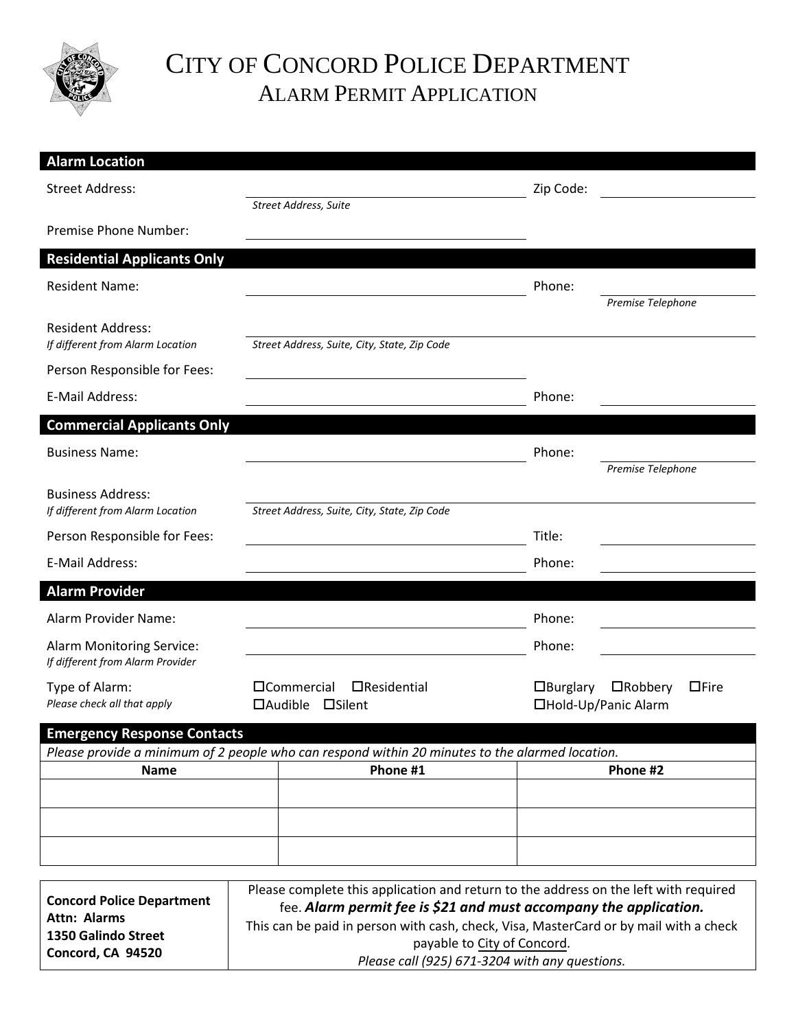# CITY OF CONCORD POLICE DEPARTMENT

## ALARM PERMIT APPLICATION

### Alarm Location

Street Address: ______________________ Zip Code: ______________
*Street Address, Suite*

Premise Phone Number: ______________________

### Residential Applicants Only

Resident Name: ______________________ Phone: ______________
*Premise Telephone*

Resident Address: ______________________
*If different from Alarm Location* — *Street Address, Suite, City, State, Zip Code*

Person Responsible for Fees: ______________________

E-Mail Address: ______________________ Phone: ______________

### Commercial Applicants Only

Business Name: ______________________ Phone: ______________
*Premise Telephone*

Business Address: ______________________
*If different from Alarm Location* — *Street Address, Suite, City, State, Zip Code*

Person Responsible for Fees: ______________________ Title: ______________

E-Mail Address: ______________________ Phone: ______________

### Alarm Provider

Alarm Provider Name: ______________________ Phone: ______________

Alarm Monitoring Service: ______________________ Phone: ______________
*If different from Alarm Provider*

Type of Alarm: ☐Commercial ☐Residential ☐Burglary ☐Robbery ☐Fire
*Please check all that apply* ☐Audible ☐Silent ☐Hold-Up/Panic Alarm

### Emergency Response Contacts

*Please provide a minimum of 2 people who can respond within 20 minutes to the alarmed location.*

| Name | Phone #1 | Phone #2 |
|---|---|---|
| | | |
| | | |
| | | |

| | |
|---|---|
| **Concord Police Department**<br>**Attn: Alarms**<br>**1350 Galindo Street**<br>**Concord, CA 94520** | Please complete this application and return to the address on the left with required fee. ***Alarm permit fee is $21 and must accompany the application.***<br>This can be paid in person with cash, check, Visa, MasterCard or by mail with a check payable to City of Concord.<br>*Please call (925) 671-3204 with any questions.* |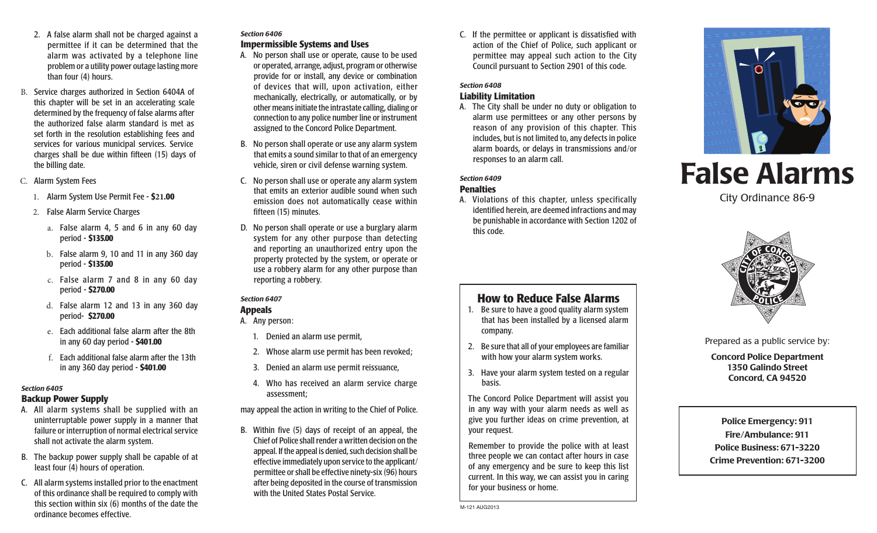2. A false alarm shall not be charged against a permittee if it can be determined that the alarm was activated by a telephone line problem or a utility power outage lasting more than four (4) hours.

B. Service charges authorized in Section 6404A of this chapter will be set in an accelerating scale determined by the frequency of false alarms after the authorized false alarm standard is met as set forth in the resolution establishing fees and services for various municipal services. Service charges shall be due within fifteen (15) days of the billing date.

C. Alarm System Fees

1. Alarm System Use Permit Fee - **$21.00**
2. False Alarm Service Charges
   a. False alarm 4, 5 and 6 in any 60 day period - **$135.00**
   b. False alarm 9, 10 and 11 in any 360 day period - **$135.00**
   c. False alarm 7 and 8 in any 60 day period - **$270.00**
   d. False alarm 12 and 13 in any 360 day period- **$270.00**
   e. Each additional false alarm after the 8th in any 60 day period - **$401.00**
   f. Each additional false alarm after the 13th in any 360 day period - **$401.00**

*Section 6405*

### Backup Power Supply

A. All alarm systems shall be supplied with an uninterruptable power supply in a manner that failure or interruption of normal electrical service shall not activate the alarm system.

B. The backup power supply shall be capable of at least four (4) hours of operation.

C. All alarm systems installed prior to the enactment of this ordinance shall be required to comply with this section within six (6) months of the date the ordinance becomes effective.

*Section 6406*

### Impermissible Systems and Uses

A. No person shall use or operate, cause to be used or operated, arrange, adjust, program or otherwise provide for or install, any device or combination of devices that will, upon activation, either mechanically, electrically, or automatically, or by other means initiate the intrastate calling, dialing or connection to any police number line or instrument assigned to the Concord Police Department.

B. No person shall operate or use any alarm system that emits a sound similar to that of an emergency vehicle, siren or civil defense warning system.

C. No person shall use or operate any alarm system that emits an exterior audible sound when such emission does not automatically cease within fifteen (15) minutes.

D. No person shall operate or use a burglary alarm system for any other purpose than detecting and reporting an unauthorized entry upon the property protected by the system, or operate or use a robbery alarm for any other purpose than reporting a robbery.

*Section 6407*

### Appeals

A. Any person:

1. Denied an alarm use permit,
2. Whose alarm use permit has been revoked;
3. Denied an alarm use permit reissuance,
4. Who has received an alarm service charge assessment;

may appeal the action in writing to the Chief of Police.

B. Within five (5) days of receipt of an appeal, the Chief of Police shall render a written decision on the appeal. If the appeal is denied, such decision shall be effective immediately upon service to the applicant/permittee or shall be effective ninety-six (96) hours after being deposited in the course of transmission with the United States Postal Service.

C. If the permittee or applicant is dissatisfied with action of the Chief of Police, such applicant or permittee may appeal such action to the City Council pursuant to Section 2901 of this code.

*Section 6408*

### Liability Limitation

A. The City shall be under no duty or obligation to alarm use permittees or any other persons by reason of any provision of this chapter. This includes, but is not limited to, any defects in police alarm boards, or delays in transmissions and/or responses to an alarm call.

*Section 6409*

### Penalties

A. Violations of this chapter, unless specifically identified herein, are deemed infractions and may be punishable in accordance with Section 1202 of this code.

## How to Reduce False Alarms

1. Be sure to have a good quality alarm system that has been installed by a licensed alarm company.
2. Be sure that all of your employees are familiar with how your alarm system works.
3. Have your alarm system tested on a regular basis.

The Concord Police Department will assist you in any way with your alarm needs as well as give you further ideas on crime prevention, at your request.

Remember to provide the police with at least three people we can contact after hours in case of any emergency and be sure to keep this list current. In this way, we can assist you in caring for your business or home.

M-121 AUG2013

# False Alarms

City Ordinance 86-9

Prepared as a public service by:

**Concord Police Department**
**1350 Galindo Street**
**Concord, CA 94520**

**Police Emergency: 911**
**Fire/Ambulance: 911**
**Police Business: 671-3220**
**Crime Prevention: 671-3200**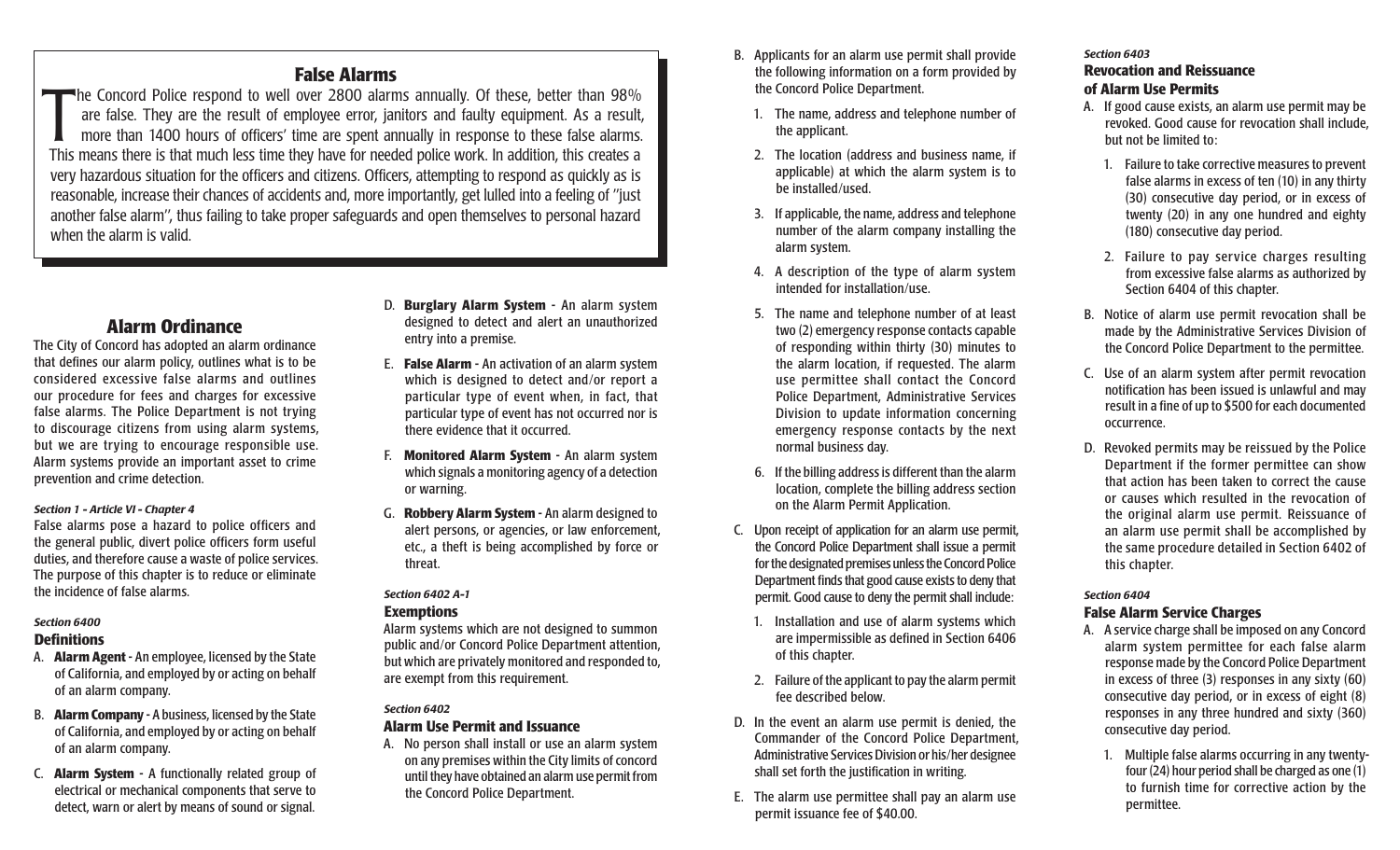## False Alarms

The Concord Police respond to well over 2800 alarms annually. Of these, better than 98% are false. They are the result of employee error, janitors and faulty equipment. As a result, more than 1400 hours of officers' time are spent annually in response to these false alarms. This means there is that much less time they have for needed police work. In addition, this creates a very hazardous situation for the officers and citizens. Officers, attempting to respond as quickly as is reasonable, increase their chances of accidents and, more importantly, get lulled into a feeling of "just another false alarm", thus failing to take proper safeguards and open themselves to personal hazard when the alarm is valid.

## Alarm Ordinance

The City of Concord has adopted an alarm ordinance that defines our alarm policy, outlines what is to be considered excessive false alarms and outlines our procedure for fees and charges for excessive false alarms. The Police Department is not trying to discourage citizens from using alarm systems, but we are trying to encourage responsible use. Alarm systems provide an important asset to crime prevention and crime detection.

*Section 1 - Article VI - Chapter 4*

False alarms pose a hazard to police officers and the general public, divert police officers form useful duties, and therefore cause a waste of police services. The purpose of this chapter is to reduce or eliminate the incidence of false alarms.

*Section 6400*

### Definitions

A. **Alarm Agent** - An employee, licensed by the State of California, and employed by or acting on behalf of an alarm company.

B. **Alarm Company** - A business, licensed by the State of California, and employed by or acting on behalf of an alarm company.

C. **Alarm System** - A functionally related group of electrical or mechanical components that serve to detect, warn or alert by means of sound or signal.

D. **Burglary Alarm System** - An alarm system designed to detect and alert an unauthorized entry into a premise.

E. **False Alarm** - An activation of an alarm system which is designed to detect and/or report a particular type of event when, in fact, that particular type of event has not occurred nor is there evidence that it occurred.

F. **Monitored Alarm System** - An alarm system which signals a monitoring agency of a detection or warning.

G. **Robbery Alarm System** - An alarm designed to alert persons, or agencies, or law enforcement, etc., a theft is being accomplished by force or threat.

*Section 6402 A-1*

### Exemptions

Alarm systems which are not designed to summon public and/or Concord Police Department attention, but which are privately monitored and responded to, are exempt from this requirement.

*Section 6402*

### Alarm Use Permit and Issuance

A. No person shall install or use an alarm system on any premises within the City limits of concord until they have obtained an alarm use permit from the Concord Police Department.

B. Applicants for an alarm use permit shall provide the following information on a form provided by the Concord Police Department.

1. The name, address and telephone number of the applicant.
2. The location (address and business name, if applicable) at which the alarm system is to be installed/used.
3. If applicable, the name, address and telephone number of the alarm company installing the alarm system.
4. A description of the type of alarm system intended for installation/use.
5. The name and telephone number of at least two (2) emergency response contacts capable of responding within thirty (30) minutes to the alarm location, if requested. The alarm use permittee shall contact the Concord Police Department, Administrative Services Division to update information concerning emergency response contacts by the next normal business day.
6. If the billing address is different than the alarm location, complete the billing address section on the Alarm Permit Application.

C. Upon receipt of application for an alarm use permit, the Concord Police Department shall issue a permit for the designated premises unless the Concord Police Department finds that good cause exists to deny that permit. Good cause to deny the permit shall include:

1. Installation and use of alarm systems which are impermissible as defined in Section 6406 of this chapter.
2. Failure of the applicant to pay the alarm permit fee described below.

D. In the event an alarm use permit is denied, the Commander of the Concord Police Department, Administrative Services Division or his/her designee shall set forth the justification in writing.

E. The alarm use permittee shall pay an alarm use permit issuance fee of $40.00.

*Section 6403*

### Revocation and Reissuance of Alarm Use Permits

A. If good cause exists, an alarm use permit may be revoked. Good cause for revocation shall include, but not be limited to:

1. Failure to take corrective measures to prevent false alarms in excess of ten (10) in any thirty (30) consecutive day period, or in excess of twenty (20) in any one hundred and eighty (180) consecutive day period.
2. Failure to pay service charges resulting from excessive false alarms as authorized by Section 6404 of this chapter.

B. Notice of alarm use permit revocation shall be made by the Administrative Services Division of the Concord Police Department to the permittee.

C. Use of an alarm system after permit revocation notification has been issued is unlawful and may result in a fine of up to $500 for each documented occurrence.

D. Revoked permits may be reissued by the Police Department if the former permittee can show that action has been taken to correct the cause or causes which resulted in the revocation of the original alarm use permit. Reissuance of an alarm use permit shall be accomplished by the same procedure detailed in Section 6402 of this chapter.

*Section 6404*

### False Alarm Service Charges

A. A service charge shall be imposed on any Concord alarm system permittee for each false alarm response made by the Concord Police Department in excess of three (3) responses in any sixty (60) consecutive day period, or in excess of eight (8) responses in any three hundred and sixty (360) consecutive day period.

1. Multiple false alarms occurring in any twenty-four (24) hour period shall be charged as one (1) to furnish time for corrective action by the permittee.